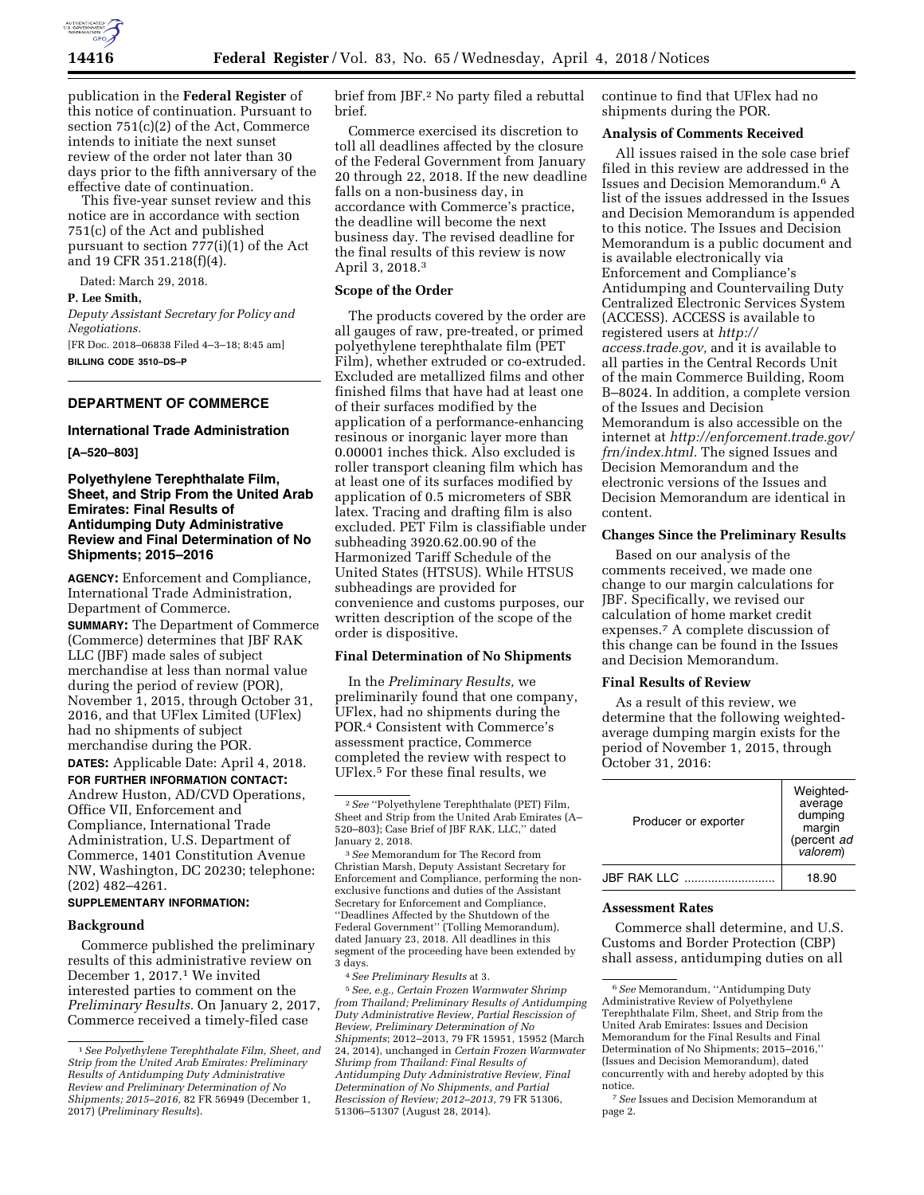publication in the **Federal Register** of this notice of continuation. Pursuant to section 751(c)(2) of the Act, Commerce intends to initiate the next sunset review of the order not later than 30 days prior to the fifth anniversary of the effective date of continuation.

This five-year sunset review and this notice are in accordance with section 751(c) of the Act and published pursuant to section 777(i)(1) of the Act and 19 CFR 351.218(f)(4).

Dated: March 29, 2018.

**P. Lee Smith,**

*Deputy Assistant Secretary for Policy and Negotiations.*

[FR Doc. 2018–06838 Filed 4–3–18; 8:45 am]

**BILLING CODE 3510–DS–P**

## DEPARTMENT OF COMMERCE

### International Trade Administration

**[A–520–803]**

### Polyethylene Terephthalate Film, Sheet, and Strip From the United Arab Emirates: Final Results of Antidumping Duty Administrative Review and Final Determination of No Shipments; 2015–2016

**AGENCY:** Enforcement and Compliance, International Trade Administration, Department of Commerce.

**SUMMARY:** The Department of Commerce (Commerce) determines that JBF RAK LLC (JBF) made sales of subject merchandise at less than normal value during the period of review (POR), November 1, 2015, through October 31, 2016, and that UFlex Limited (UFlex) had no shipments of subject merchandise during the POR.

**DATES:** Applicable Date: April 4, 2018.

**FOR FURTHER INFORMATION CONTACT:** Andrew Huston, AD/CVD Operations, Office VII, Enforcement and Compliance, International Trade Administration, U.S. Department of Commerce, 1401 Constitution Avenue NW, Washington, DC 20230; telephone: (202) 482–4261.

**SUPPLEMENTARY INFORMATION:**

**Background**

Commerce published the preliminary results of this administrative review on December 1, 2017.[1] We invited interested parties to comment on the *Preliminary Results.* On January 2, 2017, Commerce received a timely-filed case brief from JBF.[2] No party filed a rebuttal brief.

Commerce exercised its discretion to toll all deadlines affected by the closure of the Federal Government from January 20 through 22, 2018. If the new deadline falls on a non-business day, in accordance with Commerce's practice, the deadline will become the next business day. The revised deadline for the final results of this review is now April 3, 2018.[3]

**Scope of the Order**

The products covered by the order are all gauges of raw, pre-treated, or primed polyethylene terephthalate film (PET Film), whether extruded or co-extruded. Excluded are metallized films and other finished films that have had at least one of their surfaces modified by the application of a performance-enhancing resinous or inorganic layer more than 0.00001 inches thick. Also excluded is roller transport cleaning film which has at least one of its surfaces modified by application of 0.5 micrometers of SBR latex. Tracing and drafting film is also excluded. PET Film is classifiable under subheading 3920.62.00.90 of the Harmonized Tariff Schedule of the United States (HTSUS). While HTSUS subheadings are provided for convenience and customs purposes, our written description of the scope of the order is dispositive.

**Final Determination of No Shipments**

In the *Preliminary Results,* we preliminarily found that one company, UFlex, had no shipments during the POR.[4] Consistent with Commerce's assessment practice, Commerce completed the review with respect to UFlex.[5] For these final results, we continue to find that UFlex had no shipments during the POR.

**Analysis of Comments Received**

All issues raised in the sole case brief filed in this review are addressed in the Issues and Decision Memorandum.[6] A list of the issues addressed in the Issues and Decision Memorandum is appended to this notice. The Issues and Decision Memorandum is a public document and is available electronically via Enforcement and Compliance's Antidumping and Countervailing Duty Centralized Electronic Services System (ACCESS). ACCESS is available to registered users at *http://access.trade.gov,* and it is available to all parties in the Central Records Unit of the main Commerce Building, Room B–8024. In addition, a complete version of the Issues and Decision Memorandum is also accessible on the internet at *http://enforcement.trade.gov/frn/index.html.* The signed Issues and Decision Memorandum and the electronic versions of the Issues and Decision Memorandum are identical in content.

**Changes Since the Preliminary Results**

Based on our analysis of the comments received, we made one change to our margin calculations for JBF. Specifically, we revised our calculation of home market credit expenses.[7] A complete discussion of this change can be found in the Issues and Decision Memorandum.

**Final Results of Review**

As a result of this review, we determine that the following weighted-average dumping margin exists for the period of November 1, 2015, through October 31, 2016:

| Producer or exporter | Weighted-average dumping margin (percent *ad valorem*) |
|---|---|
| JBF RAK LLC | 18.90 |

**Assessment Rates**

Commerce shall determine, and U.S. Customs and Border Protection (CBP) shall assess, antidumping duties on all

---

[1] *See Polyethylene Terephthalate Film, Sheet, and Strip from the United Arab Emirates: Preliminary Results of Antidumping Duty Administrative Review and Preliminary Determination of No Shipments; 2015–2016,* 82 FR 56949 (December 1, 2017) (*Preliminary Results*).

[2] *See* ''Polyethylene Terephthalate (PET) Film, Sheet and Strip from the United Arab Emirates (A–520–803); Case Brief of JBF RAK, LLC,'' dated January 2, 2018.

[3] *See* Memorandum for The Record from Christian Marsh, Deputy Assistant Secretary for Enforcement and Compliance, performing the non-exclusive functions and duties of the Assistant Secretary for Enforcement and Compliance, ''Deadlines Affected by the Shutdown of the Federal Government'' (Tolling Memorandum), dated January 23, 2018. All deadlines in this segment of the proceeding have been extended by 3 days.

[4] *See Preliminary Results* at 3.

[5] *See, e.g., Certain Frozen Warmwater Shrimp from Thailand; Preliminary Results of Antidumping Duty Administrative Review, Partial Rescission of Review, Preliminary Determination of No Shipments*; 2012–2013, 79 FR 15951, 15952 (March 24, 2014), unchanged in *Certain Frozen Warmwater Shrimp from Thailand: Final Results of Antidumping Duty Administrative Review, Final Determination of No Shipments, and Partial Rescission of Review; 2012–2013,* 79 FR 51306, 51306–51307 (August 28, 2014).

[6] *See* Memorandum, ''Antidumping Duty Administrative Review of Polyethylene Terephthalate Film, Sheet, and Strip from the United Arab Emirates: Issues and Decision Memorandum for the Final Results and Final Determination of No Shipments; 2015–2016,'' (Issues and Decision Memorandum), dated concurrently with and hereby adopted by this notice.

[7] *See* Issues and Decision Memorandum at page 2.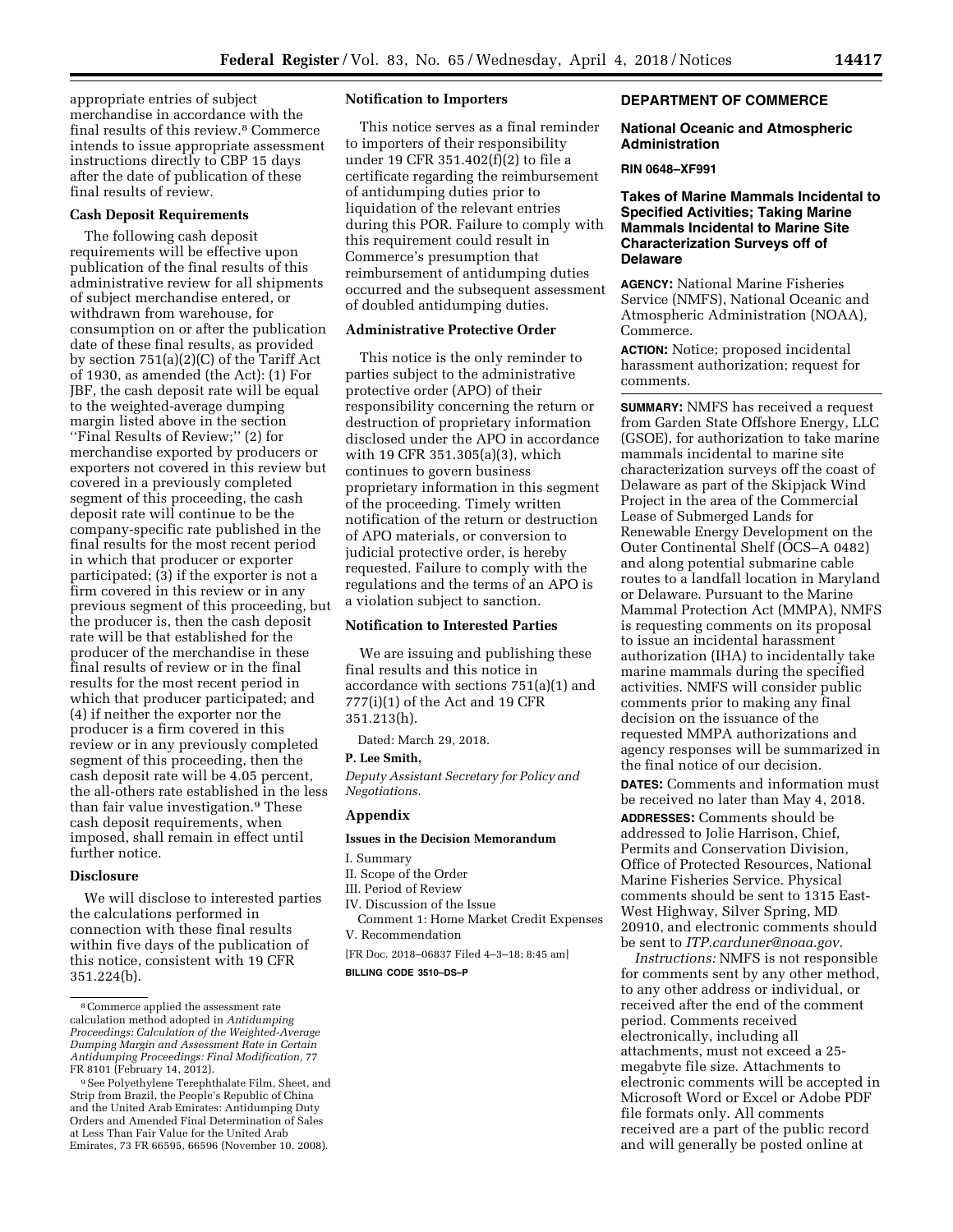appropriate entries of subject merchandise in accordance with the final results of this review.[8] Commerce intends to issue appropriate assessment instructions directly to CBP 15 days after the date of publication of these final results of review.

### Cash Deposit Requirements

The following cash deposit requirements will be effective upon publication of the final results of this administrative review for all shipments of subject merchandise entered, or withdrawn from warehouse, for consumption on or after the publication date of these final results, as provided by section 751(a)(2)(C) of the Tariff Act of 1930, as amended (the Act): (1) For JBF, the cash deposit rate will be equal to the weighted-average dumping margin listed above in the section ''Final Results of Review;'' (2) for merchandise exported by producers or exporters not covered in this review but covered in a previously completed segment of this proceeding, the cash deposit rate will continue to be the company-specific rate published in the final results for the most recent period in which that producer or exporter participated; (3) if the exporter is not a firm covered in this review or in any previous segment of this proceeding, but the producer is, then the cash deposit rate will be that established for the producer of the merchandise in these final results of review or in the final results for the most recent period in which that producer participated; and (4) if neither the exporter nor the producer is a firm covered in this review or in any previously completed segment of this proceeding, then the cash deposit rate will be 4.05 percent, the all-others rate established in the less than fair value investigation.[9] These cash deposit requirements, when imposed, shall remain in effect until further notice.

### Disclosure

We will disclose to interested parties the calculations performed in connection with these final results within five days of the publication of this notice, consistent with 19 CFR 351.224(b).

[8] Commerce applied the assessment rate calculation method adopted in *Antidumping Proceedings: Calculation of the Weighted-Average Dumping Margin and Assessment Rate in Certain Antidumping Proceedings: Final Modification,* 77 FR 8101 (February 14, 2012).

[9] See Polyethylene Terephthalate Film, Sheet, and Strip from Brazil, the People's Republic of China and the United Arab Emirates: Antidumping Duty Orders and Amended Final Determination of Sales at Less Than Fair Value for the United Arab Emirates, 73 FR 66595, 66596 (November 10, 2008).

### Notification to Importers

This notice serves as a final reminder to importers of their responsibility under 19 CFR 351.402(f)(2) to file a certificate regarding the reimbursement of antidumping duties prior to liquidation of the relevant entries during this POR. Failure to comply with this requirement could result in Commerce's presumption that reimbursement of antidumping duties occurred and the subsequent assessment of doubled antidumping duties.

### Administrative Protective Order

This notice is the only reminder to parties subject to the administrative protective order (APO) of their responsibility concerning the return or destruction of proprietary information disclosed under the APO in accordance with 19 CFR 351.305(a)(3), which continues to govern business proprietary information in this segment of the proceeding. Timely written notification of the return or destruction of APO materials, or conversion to judicial protective order, is hereby requested. Failure to comply with the regulations and the terms of an APO is a violation subject to sanction.

### Notification to Interested Parties

We are issuing and publishing these final results and this notice in accordance with sections 751(a)(1) and 777(i)(1) of the Act and 19 CFR 351.213(h).

Dated: March 29, 2018.

**P. Lee Smith,**

*Deputy Assistant Secretary for Policy and Negotiations.*

## Appendix

### Issues in the Decision Memorandum

I. Summary
II. Scope of the Order
III. Period of Review
IV. Discussion of the Issue
Comment 1: Home Market Credit Expenses
V. Recommendation

[FR Doc. 2018–06837 Filed 4–3–18; 8:45 am]

**BILLING CODE 3510–DS–P**

## DEPARTMENT OF COMMERCE

### National Oceanic and Atmospheric Administration

**RIN 0648–XF991**

### Takes of Marine Mammals Incidental to Specified Activities; Taking Marine Mammals Incidental to Marine Site Characterization Surveys off of Delaware

**AGENCY:** National Marine Fisheries Service (NMFS), National Oceanic and Atmospheric Administration (NOAA), Commerce.

**ACTION:** Notice; proposed incidental harassment authorization; request for comments.

**SUMMARY:** NMFS has received a request from Garden State Offshore Energy, LLC (GSOE), for authorization to take marine mammals incidental to marine site characterization surveys off the coast of Delaware as part of the Skipjack Wind Project in the area of the Commercial Lease of Submerged Lands for Renewable Energy Development on the Outer Continental Shelf (OCS–A 0482) and along potential submarine cable routes to a landfall location in Maryland or Delaware. Pursuant to the Marine Mammal Protection Act (MMPA), NMFS is requesting comments on its proposal to issue an incidental harassment authorization (IHA) to incidentally take marine mammals during the specified activities. NMFS will consider public comments prior to making any final decision on the issuance of the requested MMPA authorizations and agency responses will be summarized in the final notice of our decision.

**DATES:** Comments and information must be received no later than May 4, 2018.

**ADDRESSES:** Comments should be addressed to Jolie Harrison, Chief, Permits and Conservation Division, Office of Protected Resources, National Marine Fisheries Service. Physical comments should be sent to 1315 East-West Highway, Silver Spring, MD 20910, and electronic comments should be sent to *ITP.carduner@noaa.gov.*

*Instructions:* NMFS is not responsible for comments sent by any other method, to any other address or individual, or received after the end of the comment period. Comments received electronically, including all attachments, must not exceed a 25-megabyte file size. Attachments to electronic comments will be accepted in Microsoft Word or Excel or Adobe PDF file formats only. All comments received are a part of the public record and will generally be posted online at